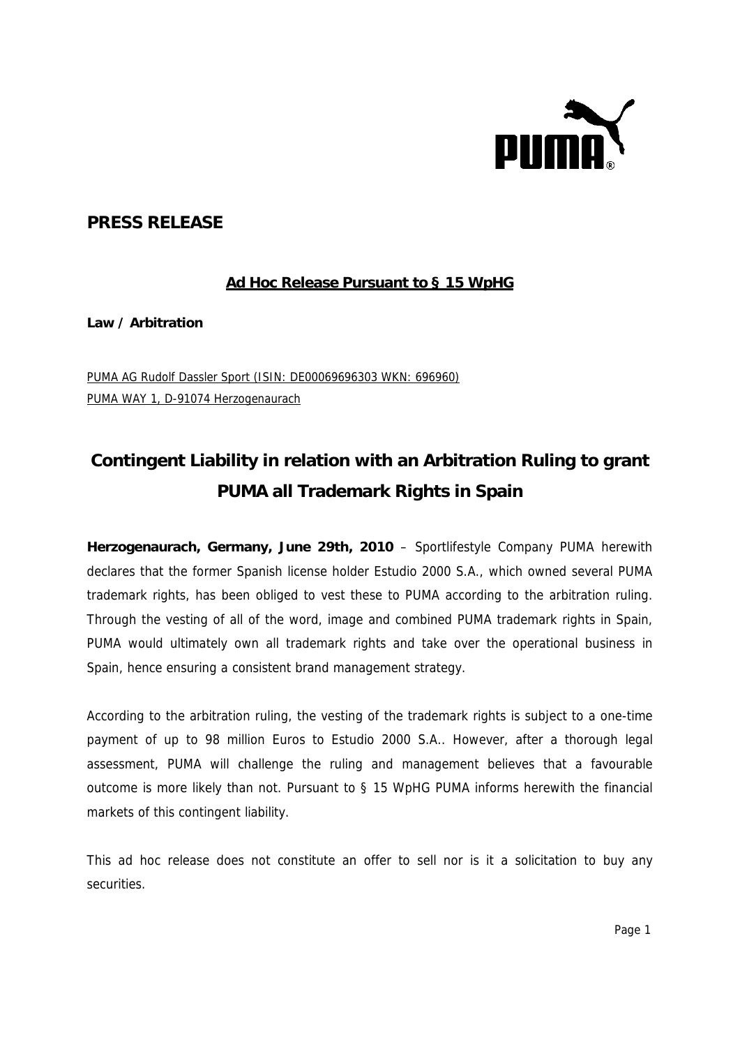## PRESS RELEASE

**Ad Hoc Release Pursuant to § 15 WpHG**

**Law / Arbitration**

PUMA AG Rudolf Dassler Sport (ISIN: DE00069696303 WKN: 696960)
PUMA WAY 1, D-91074 Herzogenaurach

# Contingent Liability in relation with an Arbitration Ruling to grant PUMA all Trademark Rights in Spain

**Herzogenaurach, Germany, June 29th, 2010** – Sportlifestyle Company PUMA herewith declares that the former Spanish license holder Estudio 2000 S.A., which owned several PUMA trademark rights, has been obliged to vest these to PUMA according to the arbitration ruling. Through the vesting of all of the word, image and combined PUMA trademark rights in Spain, PUMA would ultimately own all trademark rights and take over the operational business in Spain, hence ensuring a consistent brand management strategy.

According to the arbitration ruling, the vesting of the trademark rights is subject to a one-time payment of up to 98 million Euros to Estudio 2000 S.A.. However, after a thorough legal assessment, PUMA will challenge the ruling and management believes that a favourable outcome is more likely than not. Pursuant to § 15 WpHG PUMA informs herewith the financial markets of this contingent liability.

This ad hoc release does not constitute an offer to sell nor is it a solicitation to buy any securities.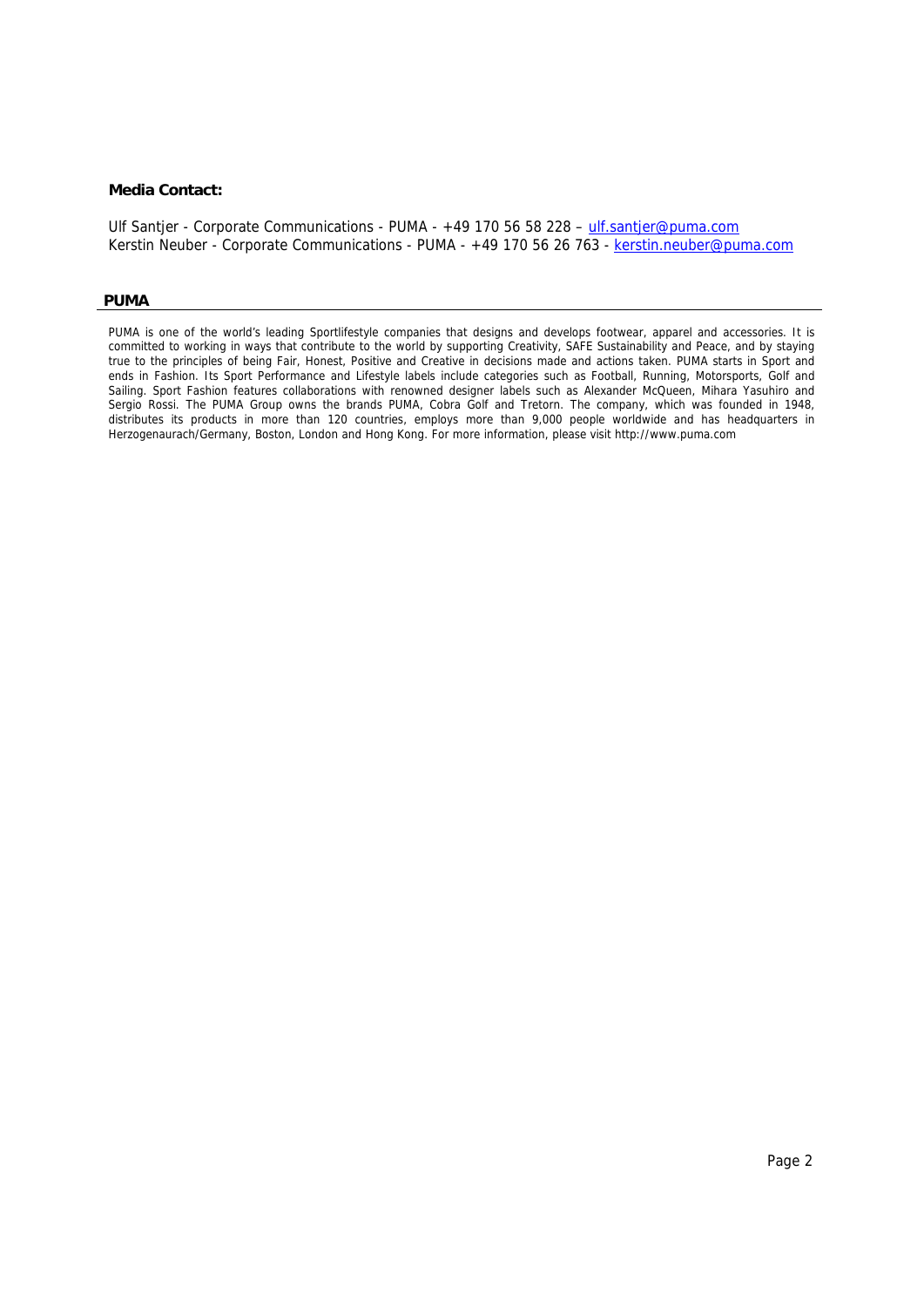**Media Contact:**

Ulf Santjer - Corporate Communications - PUMA - +49 170 56 58 228 – ulf.santjer@puma.com
Kerstin Neuber - Corporate Communications - PUMA - +49 170 56 26 763 - kerstin.neuber@puma.com

## PUMA

PUMA is one of the world's leading Sportlifestyle companies that designs and develops footwear, apparel and accessories. It is committed to working in ways that contribute to the world by supporting Creativity, SAFE Sustainability and Peace, and by staying true to the principles of being Fair, Honest, Positive and Creative in decisions made and actions taken. PUMA starts in Sport and ends in Fashion. Its Sport Performance and Lifestyle labels include categories such as Football, Running, Motorsports, Golf and Sailing. Sport Fashion features collaborations with renowned designer labels such as Alexander McQueen, Mihara Yasuhiro and Sergio Rossi. The PUMA Group owns the brands PUMA, Cobra Golf and Tretorn. The company, which was founded in 1948, distributes its products in more than 120 countries, employs more than 9,000 people worldwide and has headquarters in Herzogenaurach/Germany, Boston, London and Hong Kong. For more information, please visit http://www.puma.com